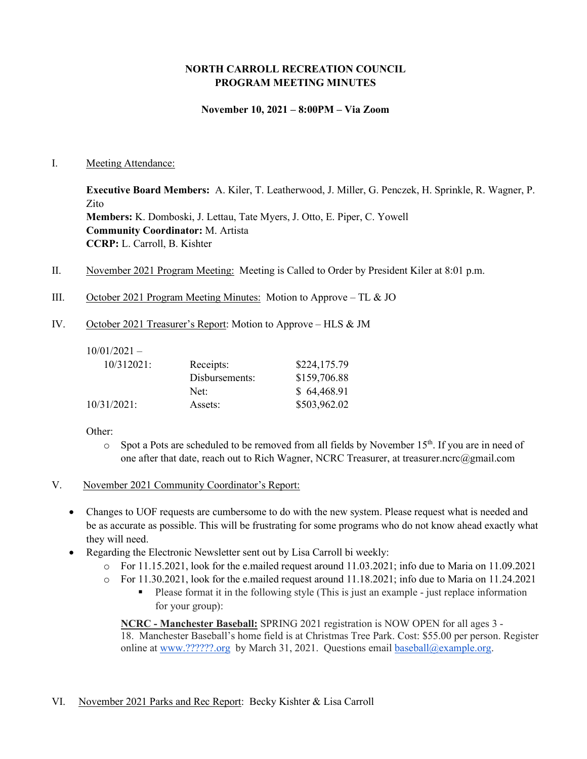**NORTH CARROLL RECREATION COUNCIL**
**PROGRAM MEETING MINUTES**

**November 10, 2021 – 8:00PM – Via Zoom**

I. Meeting Attendance:

**Executive Board Members:** A. Kiler, T. Leatherwood, J. Miller, G. Penczek, H. Sprinkle, R. Wagner, P. Zito
**Members:** K. Domboski, J. Lettau, Tate Myers, J. Otto, E. Piper, C. Yowell
**Community Coordinator:** M. Artista
**CCRP:** L. Carroll, B. Kishter

II. November 2021 Program Meeting: Meeting is Called to Order by President Kiler at 8:01 p.m.

III. October 2021 Program Meeting Minutes: Motion to Approve – TL & JO

IV. October 2021 Treasurer's Report: Motion to Approve – HLS & JM

| | | |
|---|---|---|
| 10/01/2021 – 10/312021: | Receipts: | $224,175.79 |
| | Disbursements: | $159,706.88 |
| | Net: | $ 64,468.91 |
| 10/31/2021: | Assets: | $503,962.02 |

Other:

- Spot a Pots are scheduled to be removed from all fields by November 15th. If you are in need of one after that date, reach out to Rich Wagner, NCRC Treasurer, at treasurer.ncrc@gmail.com

V. November 2021 Community Coordinator's Report:

- Changes to UOF requests are cumbersome to do with the new system. Please request what is needed and be as accurate as possible. This will be frustrating for some programs who do not know ahead exactly what they will need.
- Regarding the Electronic Newsletter sent out by Lisa Carroll bi weekly:
  - For 11.15.2021, look for the e.mailed request around 11.03.2021; info due to Maria on 11.09.2021
  - For 11.30.2021, look for the e.mailed request around 11.18.2021; info due to Maria on 11.24.2021
    - Please format it in the following style (This is just an example - just replace information for your group):

**NCRC - Manchester Baseball:** SPRING 2021 registration is NOW OPEN for all ages 3 - 18. Manchester Baseball's home field is at Christmas Tree Park. Cost: $55.00 per person. Register online at www.??????.org by March 31, 2021. Questions email baseball@example.org.

VI. November 2021 Parks and Rec Report: Becky Kishter & Lisa Carroll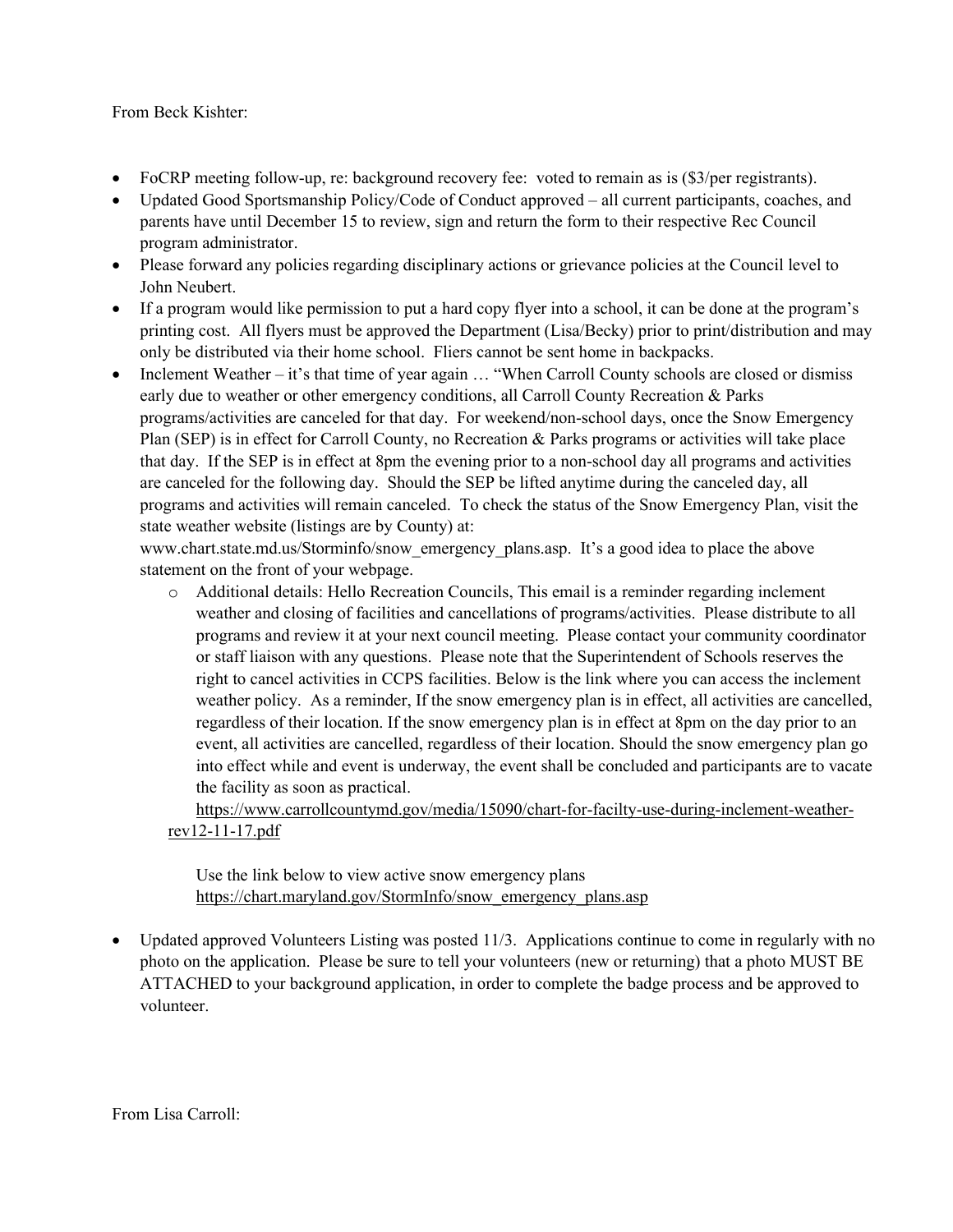From Beck Kishter:

- FoCRP meeting follow-up, re: background recovery fee: voted to remain as is ($3/per registrants).
- Updated Good Sportsmanship Policy/Code of Conduct approved – all current participants, coaches, and parents have until December 15 to review, sign and return the form to their respective Rec Council program administrator.
- Please forward any policies regarding disciplinary actions or grievance policies at the Council level to John Neubert.
- If a program would like permission to put a hard copy flyer into a school, it can be done at the program's printing cost. All flyers must be approved the Department (Lisa/Becky) prior to print/distribution and may only be distributed via their home school. Fliers cannot be sent home in backpacks.
- Inclement Weather – it's that time of year again … "When Carroll County schools are closed or dismiss early due to weather or other emergency conditions, all Carroll County Recreation & Parks programs/activities are canceled for that day. For weekend/non-school days, once the Snow Emergency Plan (SEP) is in effect for Carroll County, no Recreation & Parks programs or activities will take place that day. If the SEP is in effect at 8pm the evening prior to a non-school day all programs and activities are canceled for the following day. Should the SEP be lifted anytime during the canceled day, all programs and activities will remain canceled. To check the status of the Snow Emergency Plan, visit the state weather website (listings are by County) at: www.chart.state.md.us/Storminfo/snow_emergency_plans.asp. It's a good idea to place the above statement on the front of your webpage.
  - Additional details: Hello Recreation Councils, This email is a reminder regarding inclement weather and closing of facilities and cancellations of programs/activities. Please distribute to all programs and review it at your next council meeting. Please contact your community coordinator or staff liaison with any questions. Please note that the Superintendent of Schools reserves the right to cancel activities in CCPS facilities. Below is the link where you can access the inclement weather policy. As a reminder, If the snow emergency plan is in effect, all activities are cancelled, regardless of their location. If the snow emergency plan is in effect at 8pm on the day prior to an event, all activities are cancelled, regardless of their location. Should the snow emergency plan go into effect while and event is underway, the event shall be concluded and participants are to vacate the facility as soon as practical.
    https://www.carrollcountymd.gov/media/15090/chart-for-facilty-use-during-inclement-weather-rev12-11-17.pdf

    Use the link below to view active snow emergency plans
    https://chart.maryland.gov/StormInfo/snow_emergency_plans.asp

- Updated approved Volunteers Listing was posted 11/3. Applications continue to come in regularly with no photo on the application. Please be sure to tell your volunteers (new or returning) that a photo MUST BE ATTACHED to your background application, in order to complete the badge process and be approved to volunteer.

From Lisa Carroll: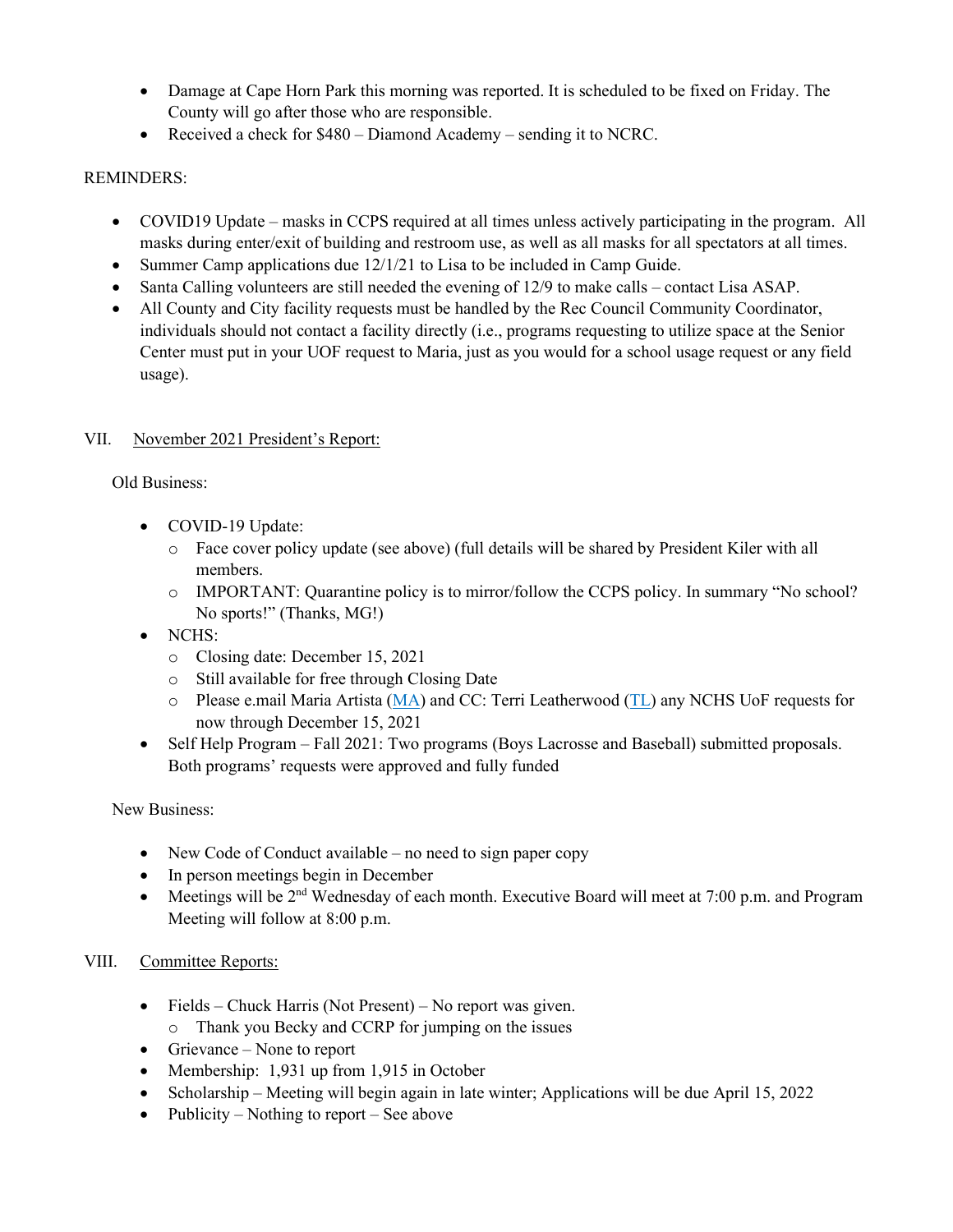- Damage at Cape Horn Park this morning was reported. It is scheduled to be fixed on Friday. The County will go after those who are responsible.
- Received a check for $480 – Diamond Academy – sending it to NCRC.

REMINDERS:

- COVID19 Update – masks in CCPS required at all times unless actively participating in the program. All masks during enter/exit of building and restroom use, as well as all masks for all spectators at all times.
- Summer Camp applications due 12/1/21 to Lisa to be included in Camp Guide.
- Santa Calling volunteers are still needed the evening of 12/9 to make calls – contact Lisa ASAP.
- All County and City facility requests must be handled by the Rec Council Community Coordinator, individuals should not contact a facility directly (i.e., programs requesting to utilize space at the Senior Center must put in your UOF request to Maria, just as you would for a school usage request or any field usage).

VII. November 2021 President's Report:

Old Business:

- COVID-19 Update:
  - Face cover policy update (see above) (full details will be shared by President Kiler with all members.
  - IMPORTANT: Quarantine policy is to mirror/follow the CCPS policy. In summary "No school? No sports!" (Thanks, MG!)
- NCHS:
  - Closing date: December 15, 2021
  - Still available for free through Closing Date
  - Please e.mail Maria Artista (MA) and CC: Terri Leatherwood (TL) any NCHS UoF requests for now through December 15, 2021
- Self Help Program – Fall 2021: Two programs (Boys Lacrosse and Baseball) submitted proposals. Both programs' requests were approved and fully funded

New Business:

- New Code of Conduct available – no need to sign paper copy
- In person meetings begin in December
- Meetings will be 2nd Wednesday of each month. Executive Board will meet at 7:00 p.m. and Program Meeting will follow at 8:00 p.m.

VIII. Committee Reports:

- Fields – Chuck Harris (Not Present) – No report was given.
  - Thank you Becky and CCRP for jumping on the issues
- Grievance – None to report
- Membership: 1,931 up from 1,915 in October
- Scholarship – Meeting will begin again in late winter; Applications will be due April 15, 2022
- Publicity – Nothing to report – See above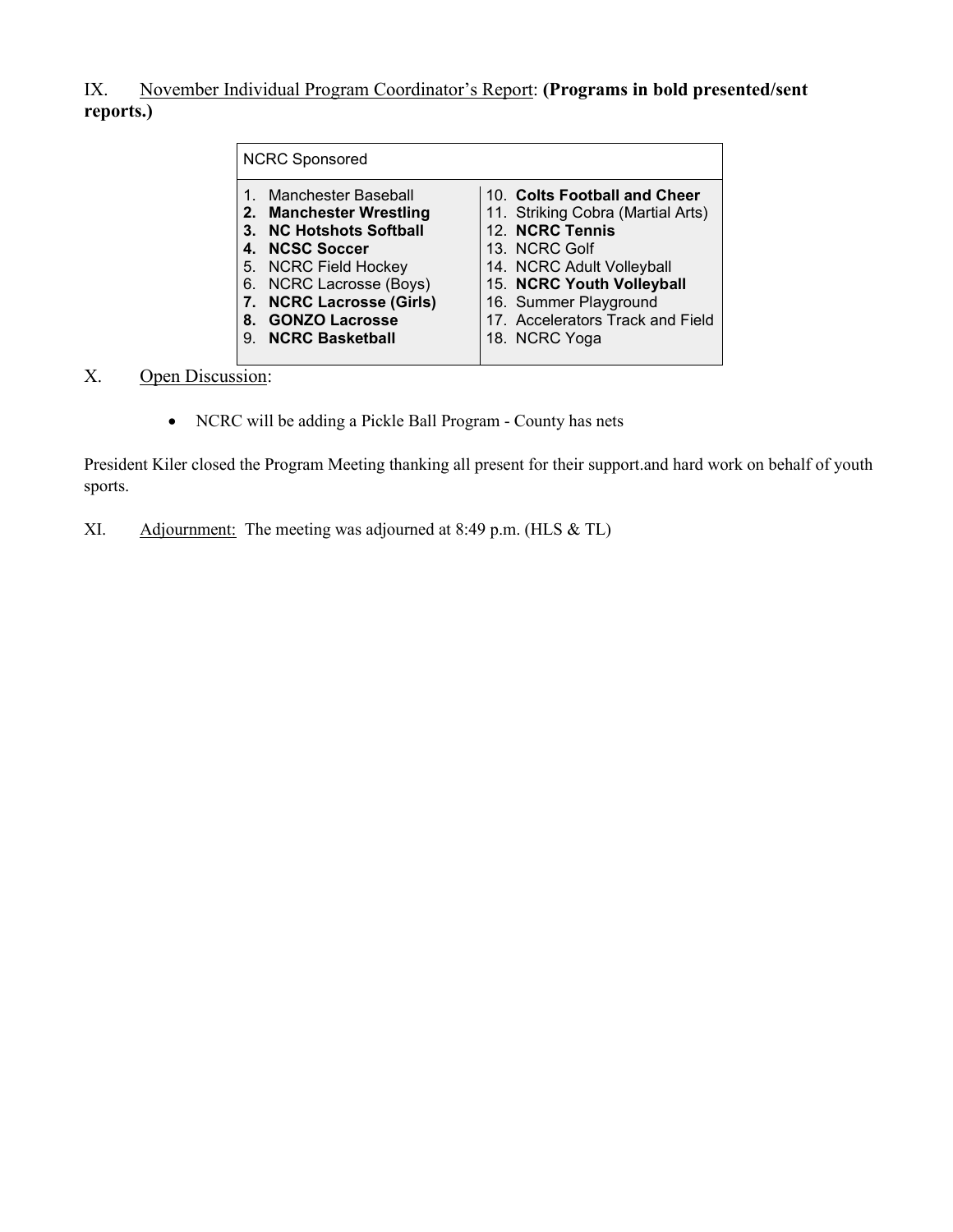IX. November Individual Program Coordinator's Report: **(Programs in bold presented/sent reports.)**

| NCRC Sponsored | |
|---|---|
| 1. Manchester Baseball | 10. **Colts Football and Cheer** |
| **2. Manchester Wrestling** | 11. Striking Cobra (Martial Arts) |
| **3. NC Hotshots Softball** | 12. **NCRC Tennis** |
| **4. NCSC Soccer** | 13. NCRC Golf |
| 5. NCRC Field Hockey | 14. NCRC Adult Volleyball |
| 6. NCRC Lacrosse (Boys) | 15. **NCRC Youth Volleyball** |
| **7. NCRC Lacrosse (Girls)** | 16. Summer Playground |
| **8. GONZO Lacrosse** | 17. Accelerators Track and Field |
| 9. **NCRC Basketball** | 18. NCRC Yoga |

X. Open Discussion:

- NCRC will be adding a Pickle Ball Program - County has nets

President Kiler closed the Program Meeting thanking all present for their support.and hard work on behalf of youth sports.

XI. Adjournment: The meeting was adjourned at 8:49 p.m. (HLS & TL)